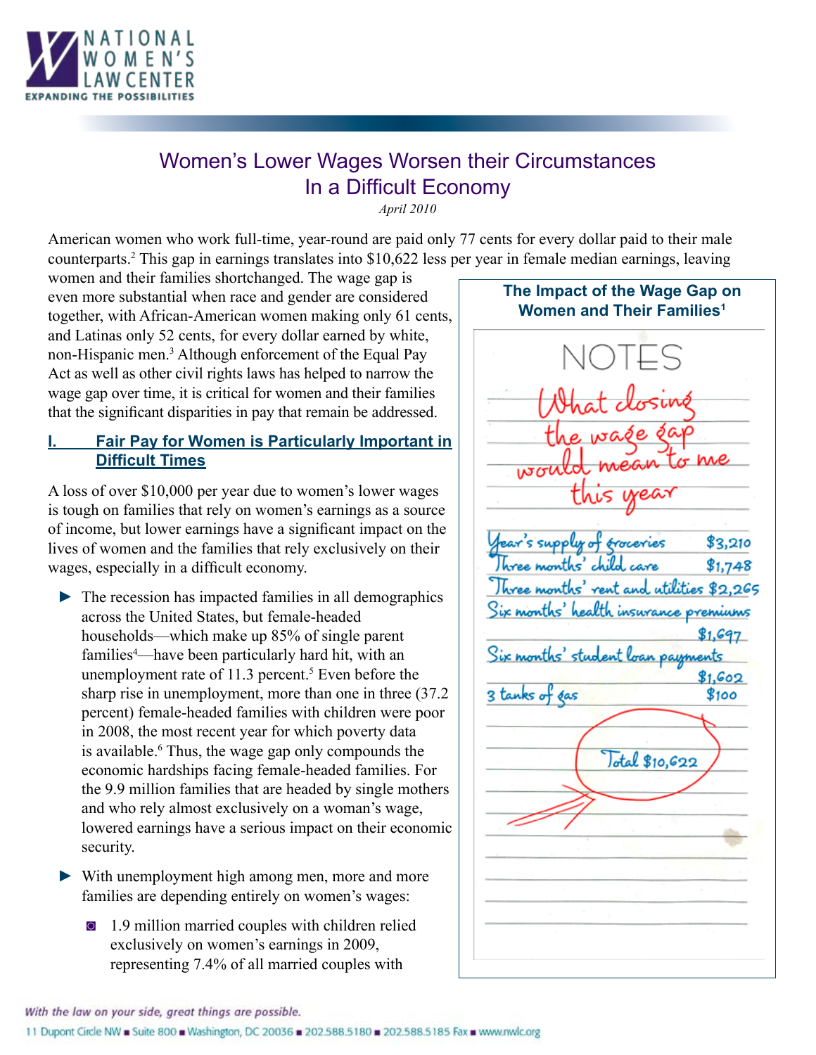NATIONAL WOMEN'S LAW CENTER
EXPANDING THE POSSIBILITIES

# Women's Lower Wages Worsen their Circumstances In a Difficult Economy

*April 2010*

American women who work full-time, year-round are paid only 77 cents for every dollar paid to their male counterparts.[2] This gap in earnings translates into $10,622 less per year in female median earnings, leaving women and their families shortchanged. The wage gap is even more substantial when race and gender are considered together, with African-American women making only 61 cents, and Latinas only 52 cents, for every dollar earned by white, non-Hispanic men.[3] Although enforcement of the Equal Pay Act as well as other civil rights laws has helped to narrow the wage gap over time, it is critical for women and their families that the significant disparities in pay that remain be addressed.

**The Impact of the Wage Gap on Women and Their Families[1]**

NOTES

What closing the wage gap would mean to me this year

| | |
|---|---|
| Year's supply of groceries | $3,210 |
| Three months' child care | $1,748 |
| Three months' rent and utilities | $2,265 |
| Six months' health insurance premiums | $1,697 |
| Six months' student loan payments | $1,602 |
| 3 tanks of gas | $100 |
| Total | $10,622 |

## I. Fair Pay for Women is Particularly Important in Difficult Times

A loss of over $10,000 per year due to women's lower wages is tough on families that rely on women's earnings as a source of income, but lower earnings have a significant impact on the lives of women and the families that rely exclusively on their wages, especially in a difficult economy.

- The recession has impacted families in all demographics across the United States, but female-headed households—which make up 85% of single parent families[4]—have been particularly hard hit, with an unemployment rate of 11.3 percent.[5] Even before the sharp rise in unemployment, more than one in three (37.2 percent) female-headed families with children were poor in 2008, the most recent year for which poverty data is available.[6] Thus, the wage gap only compounds the economic hardships facing female-headed families. For the 9.9 million families that are headed by single mothers and who rely almost exclusively on a woman's wage, lowered earnings have a serious impact on their economic security.
- With unemployment high among men, more and more families are depending entirely on women's wages:
  - 1.9 million married couples with children relied exclusively on women's earnings in 2009, representing 7.4% of all married couples with

*With the law on your side, great things are possible.*
11 Dupont Circle NW ■ Suite 800 ■ Washington, DC 20036 ■ 202.588.5180 ■ 202.588.5185 Fax ■ www.nwlc.org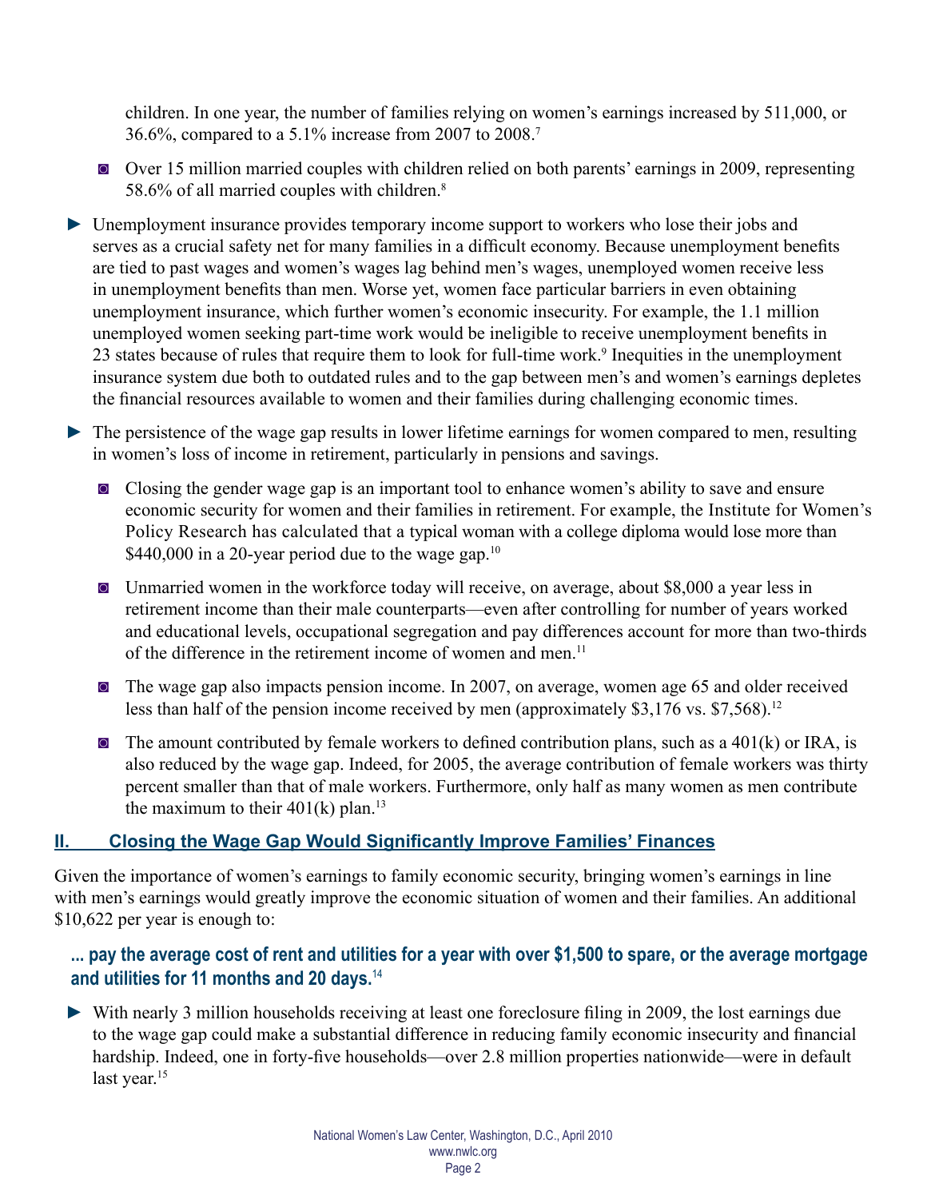children. In one year, the number of families relying on women's earnings increased by 511,000, or 36.6%, compared to a 5.1% increase from 2007 to 2008.[7]

- Over 15 million married couples with children relied on both parents' earnings in 2009, representing 58.6% of all married couples with children.[8]

- Unemployment insurance provides temporary income support to workers who lose their jobs and serves as a crucial safety net for many families in a difficult economy. Because unemployment benefits are tied to past wages and women's wages lag behind men's wages, unemployed women receive less in unemployment benefits than men. Worse yet, women face particular barriers in even obtaining unemployment insurance, which further women's economic insecurity. For example, the 1.1 million unemployed women seeking part-time work would be ineligible to receive unemployment benefits in 23 states because of rules that require them to look for full-time work.[9] Inequities in the unemployment insurance system due both to outdated rules and to the gap between men's and women's earnings depletes the financial resources available to women and their families during challenging economic times.

- The persistence of the wage gap results in lower lifetime earnings for women compared to men, resulting in women's loss of income in retirement, particularly in pensions and savings.

  - Closing the gender wage gap is an important tool to enhance women's ability to save and ensure economic security for women and their families in retirement. For example, the Institute for Women's Policy Research has calculated that a typical woman with a college diploma would lose more than $440,000 in a 20-year period due to the wage gap.[10]

  - Unmarried women in the workforce today will receive, on average, about $8,000 a year less in retirement income than their male counterparts—even after controlling for number of years worked and educational levels, occupational segregation and pay differences account for more than two-thirds of the difference in the retirement income of women and men.[11]

  - The wage gap also impacts pension income. In 2007, on average, women age 65 and older received less than half of the pension income received by men (approximately $3,176 vs. $7,568).[12]

  - The amount contributed by female workers to defined contribution plans, such as a 401(k) or IRA, is also reduced by the wage gap. Indeed, for 2005, the average contribution of female workers was thirty percent smaller than that of male workers. Furthermore, only half as many women as men contribute the maximum to their 401(k) plan.[13]

## II. Closing the Wage Gap Would Significantly Improve Families' Finances

Given the importance of women's earnings to family economic security, bringing women's earnings in line with men's earnings would greatly improve the economic situation of women and their families. An additional $10,622 per year is enough to:

### ... pay the average cost of rent and utilities for a year with over $1,500 to spare, or the average mortgage and utilities for 11 months and 20 days.[14]

- With nearly 3 million households receiving at least one foreclosure filing in 2009, the lost earnings due to the wage gap could make a substantial difference in reducing family economic insecurity and financial hardship. Indeed, one in forty-five households—over 2.8 million properties nationwide—were in default last year.[15]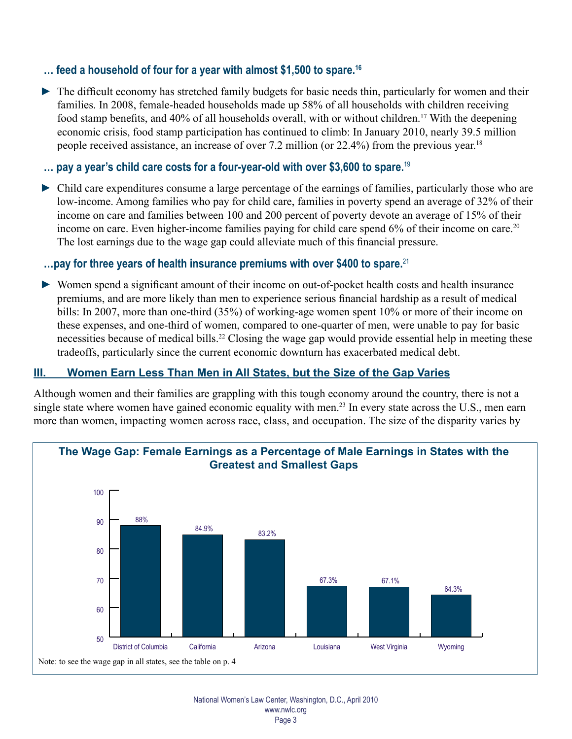**… feed a household of four for a year with almost $1,500 to spare.**[16]

- The difficult economy has stretched family budgets for basic needs thin, particularly for women and their families. In 2008, female-headed households made up 58% of all households with children receiving food stamp benefits, and 40% of all households overall, with or without children.[17] With the deepening economic crisis, food stamp participation has continued to climb: In January 2010, nearly 39.5 million people received assistance, an increase of over 7.2 million (or 22.4%) from the previous year.[18]

**… pay a year's child care costs for a four-year-old with over $3,600 to spare.**[19]

- Child care expenditures consume a large percentage of the earnings of families, particularly those who are low-income. Among families who pay for child care, families in poverty spend an average of 32% of their income on care and families between 100 and 200 percent of poverty devote an average of 15% of their income on care. Even higher-income families paying for child care spend 6% of their income on care.[20] The lost earnings due to the wage gap could alleviate much of this financial pressure.

**…pay for three years of health insurance premiums with over $400 to spare.**[21]

- Women spend a significant amount of their income on out-of-pocket health costs and health insurance premiums, and are more likely than men to experience serious financial hardship as a result of medical bills: In 2007, more than one-third (35%) of working-age women spent 10% or more of their income on these expenses, and one-third of women, compared to one-quarter of men, were unable to pay for basic necessities because of medical bills.[22] Closing the wage gap would provide essential help in meeting these tradeoffs, particularly since the current economic downturn has exacerbated medical debt.

## III. Women Earn Less Than Men in All States, but the Size of the Gap Varies

Although women and their families are grappling with this tough economy around the country, there is not a single state where women have gained economic equality with men.[23] In every state across the U.S., men earn more than women, impacting women across race, class, and occupation. The size of the disparity varies by

**The Wage Gap: Female Earnings as a Percentage of Male Earnings in States with the Greatest and Smallest Gaps**

| State | Female Earnings as % of Male Earnings |
|---|---|
| District of Columbia | 88% |
| California | 84.9% |
| Arizona | 83.2% |
| Louisiana | 67.3% |
| West Virginia | 67.1% |
| Wyoming | 64.3% |

Note: to see the wage gap in all states, see the table on p. 4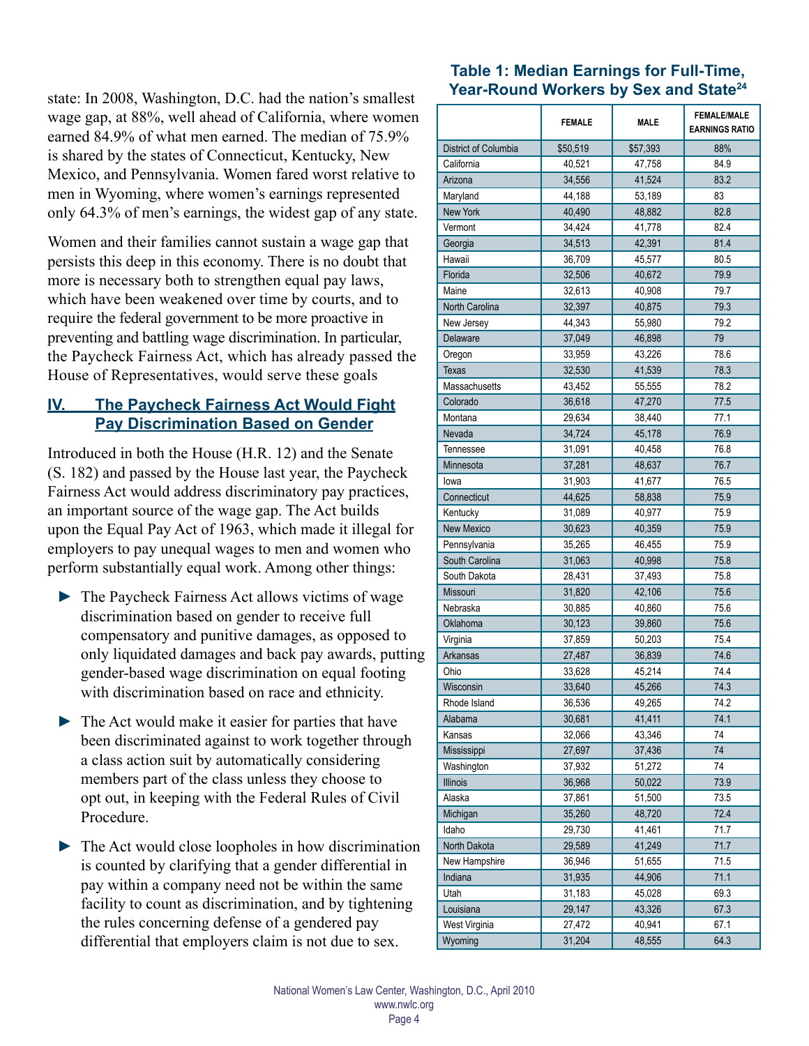state: In 2008, Washington, D.C. had the nation's smallest wage gap, at 88%, well ahead of California, where women earned 84.9% of what men earned. The median of 75.9% is shared by the states of Connecticut, Kentucky, New Mexico, and Pennsylvania. Women fared worst relative to men in Wyoming, where women's earnings represented only 64.3% of men's earnings, the widest gap of any state.

Women and their families cannot sustain a wage gap that persists this deep in this economy. There is no doubt that more is necessary both to strengthen equal pay laws, which have been weakened over time by courts, and to require the federal government to be more proactive in preventing and battling wage discrimination. In particular, the Paycheck Fairness Act, which has already passed the House of Representatives, would serve these goals

## IV. The Paycheck Fairness Act Would Fight Pay Discrimination Based on Gender

Introduced in both the House (H.R. 12) and the Senate (S. 182) and passed by the House last year, the Paycheck Fairness Act would address discriminatory pay practices, an important source of the wage gap. The Act builds upon the Equal Pay Act of 1963, which made it illegal for employers to pay unequal wages to men and women who perform substantially equal work. Among other things:

- The Paycheck Fairness Act allows victims of wage discrimination based on gender to receive full compensatory and punitive damages, as opposed to only liquidated damages and back pay awards, putting gender-based wage discrimination on equal footing with discrimination based on race and ethnicity.
- The Act would make it easier for parties that have been discriminated against to work together through a class action suit by automatically considering members part of the class unless they choose to opt out, in keeping with the Federal Rules of Civil Procedure.
- The Act would close loopholes in how discrimination is counted by clarifying that a gender differential in pay within a company need not be within the same facility to count as discrimination, and by tightening the rules concerning defense of a gendered pay differential that employers claim is not due to sex.

### Table 1: Median Earnings for Full-Time, Year-Round Workers by Sex and State[24]

| | FEMALE | MALE | FEMALE/MALE EARNINGS RATIO |
|---|---|---|---|
| District of Columbia | $50,519 | $57,393 | 88% |
| California | 40,521 | 47,758 | 84.9 |
| Arizona | 34,556 | 41,524 | 83.2 |
| Maryland | 44,188 | 53,189 | 83 |
| New York | 40,490 | 48,882 | 82.8 |
| Vermont | 34,424 | 41,778 | 82.4 |
| Georgia | 34,513 | 42,391 | 81.4 |
| Hawaii | 36,709 | 45,577 | 80.5 |
| Florida | 32,506 | 40,672 | 79.9 |
| Maine | 32,613 | 40,908 | 79.7 |
| North Carolina | 32,397 | 40,875 | 79.3 |
| New Jersey | 44,343 | 55,980 | 79.2 |
| Delaware | 37,049 | 46,898 | 79 |
| Oregon | 33,959 | 43,226 | 78.6 |
| Texas | 32,530 | 41,539 | 78.3 |
| Massachusetts | 43,452 | 55,555 | 78.2 |
| Colorado | 36,618 | 47,270 | 77.5 |
| Montana | 29,634 | 38,440 | 77.1 |
| Nevada | 34,724 | 45,178 | 76.9 |
| Tennessee | 31,091 | 40,458 | 76.8 |
| Minnesota | 37,281 | 48,637 | 76.7 |
| Iowa | 31,903 | 41,677 | 76.5 |
| Connecticut | 44,625 | 58,838 | 75.9 |
| Kentucky | 31,089 | 40,977 | 75.9 |
| New Mexico | 30,623 | 40,359 | 75.9 |
| Pennsylvania | 35,265 | 46,455 | 75.9 |
| South Carolina | 31,063 | 40,998 | 75.8 |
| South Dakota | 28,431 | 37,493 | 75.8 |
| Missouri | 31,820 | 42,106 | 75.6 |
| Nebraska | 30,885 | 40,860 | 75.6 |
| Oklahoma | 30,123 | 39,860 | 75.6 |
| Virginia | 37,859 | 50,203 | 75.4 |
| Arkansas | 27,487 | 36,839 | 74.6 |
| Ohio | 33,628 | 45,214 | 74.4 |
| Wisconsin | 33,640 | 45,266 | 74.3 |
| Rhode Island | 36,536 | 49,265 | 74.2 |
| Alabama | 30,681 | 41,411 | 74.1 |
| Kansas | 32,066 | 43,346 | 74 |
| Mississippi | 27,697 | 37,436 | 74 |
| Washington | 37,932 | 51,272 | 74 |
| Illinois | 36,968 | 50,022 | 73.9 |
| Alaska | 37,861 | 51,500 | 73.5 |
| Michigan | 35,260 | 48,720 | 72.4 |
| Idaho | 29,730 | 41,461 | 71.7 |
| North Dakota | 29,589 | 41,249 | 71.7 |
| New Hampshire | 36,946 | 51,655 | 71.5 |
| Indiana | 31,935 | 44,906 | 71.1 |
| Utah | 31,183 | 45,028 | 69.3 |
| Louisiana | 29,147 | 43,326 | 67.3 |
| West Virginia | 27,472 | 40,941 | 67.1 |
| Wyoming | 31,204 | 48,555 | 64.3 |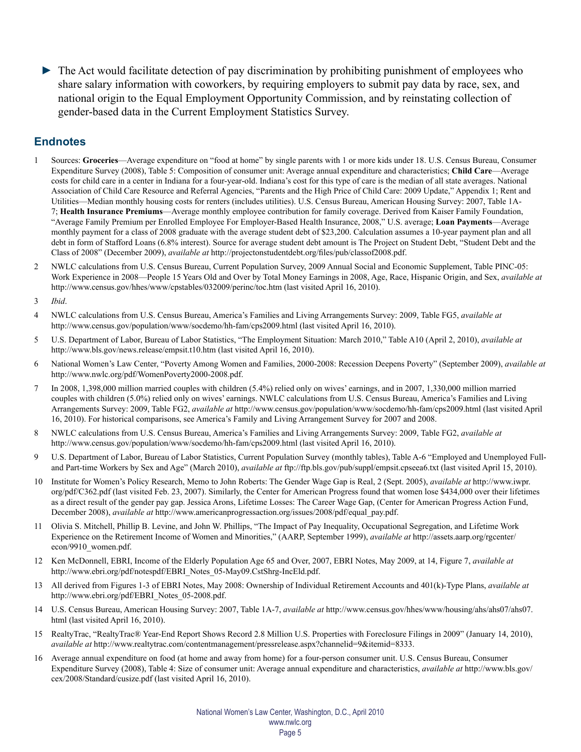- ► The Act would facilitate detection of pay discrimination by prohibiting punishment of employees who share salary information with coworkers, by requiring employers to submit pay data by race, sex, and national origin to the Equal Employment Opportunity Commission, and by reinstating collection of gender-based data in the Current Employment Statistics Survey.

## Endnotes

1. Sources: **Groceries**—Average expenditure on "food at home" by single parents with 1 or more kids under 18. U.S. Census Bureau, Consumer Expenditure Survey (2008), Table 5: Composition of consumer unit: Average annual expenditure and characteristics; **Child Care**—Average costs for child care in a center in Indiana for a four-year-old. Indiana's cost for this type of care is the median of all state averages. National Association of Child Care Resource and Referral Agencies, "Parents and the High Price of Child Care: 2009 Update," Appendix 1; Rent and Utilities—Median monthly housing costs for renters (includes utilities). U.S. Census Bureau, American Housing Survey: 2007, Table 1A-7; **Health Insurance Premiums**—Average monthly employee contribution for family coverage. Derived from Kaiser Family Foundation, "Average Family Premium per Enrolled Employee For Employer-Based Health Insurance, 2008," U.S. average; **Loan Payments**—Average monthly payment for a class of 2008 graduate with the average student debt of $23,200. Calculation assumes a 10-year payment plan and all debt in form of Stafford Loans (6.8% interest). Source for average student debt amount is The Project on Student Debt, "Student Debt and the Class of 2008" (December 2009), *available at* http://projectonstudentdebt.org/files/pub/classof2008.pdf.
2. NWLC calculations from U.S. Census Bureau, Current Population Survey, 2009 Annual Social and Economic Supplement, Table PINC-05: Work Experience in 2008—People 15 Years Old and Over by Total Money Earnings in 2008, Age, Race, Hispanic Origin, and Sex, *available at* http://www.census.gov/hhes/www/cpstables/032009/perinc/toc.htm (last visited April 16, 2010).
3. *Ibid*.
4. NWLC calculations from U.S. Census Bureau, America's Families and Living Arrangements Survey: 2009, Table FG5, *available at* http://www.census.gov/population/www/socdemo/hh-fam/cps2009.html (last visited April 16, 2010).
5. U.S. Department of Labor, Bureau of Labor Statistics, "The Employment Situation: March 2010," Table A10 (April 2, 2010), *available at* http://www.bls.gov/news.release/empsit.t10.htm (last visited April 16, 2010).
6. National Women's Law Center, "Poverty Among Women and Families, 2000-2008: Recession Deepens Poverty" (September 2009), *available at* http://www.nwlc.org/pdf/WomenPoverty2000-2008.pdf.
7. In 2008, 1,398,000 million married couples with children (5.4%) relied only on wives' earnings, and in 2007, 1,330,000 million married couples with children (5.0%) relied only on wives' earnings. NWLC calculations from U.S. Census Bureau, America's Families and Living Arrangements Survey: 2009, Table FG2, *available at* http://www.census.gov/population/www/socdemo/hh-fam/cps2009.html (last visited April 16, 2010). For historical comparisons, see America's Family and Living Arrangement Survey for 2007 and 2008.
8. NWLC calculations from U.S. Census Bureau, America's Families and Living Arrangements Survey: 2009, Table FG2, *available at* http://www.census.gov/population/www/socdemo/hh-fam/cps2009.html (last visited April 16, 2010).
9. U.S. Department of Labor, Bureau of Labor Statistics, Current Population Survey (monthly tables), Table A-6 "Employed and Unemployed Full- and Part-time Workers by Sex and Age" (March 2010), *available at* ftp://ftp.bls.gov/pub/suppl/empsit.cpseea6.txt (last visited April 15, 2010).
10. Institute for Women's Policy Research, Memo to John Roberts: The Gender Wage Gap is Real, 2 (Sept. 2005), *available at* http://www.iwpr.org/pdf/C362.pdf (last visited Feb. 23, 2007). Similarly, the Center for American Progress found that women lose $434,000 over their lifetimes as a direct result of the gender pay gap. Jessica Arons, Lifetime Losses: The Career Wage Gap, (Center for American Progress Action Fund, December 2008), *available at* http://www.americanprogressaction.org/issues/2008/pdf/equal_pay.pdf.
11. Olivia S. Mitchell, Phillip B. Levine, and John W. Phillips, "The Impact of Pay Inequality, Occupational Segregation, and Lifetime Work Experience on the Retirement Income of Women and Minorities," (AARP, September 1999), *available at* http://assets.aarp.org/rgcenter/econ/9910_women.pdf.
12. Ken McDonnell, EBRI, Income of the Elderly Population Age 65 and Over, 2007, EBRI Notes, May 2009, at 14, Figure 7, *available at* http://www.ebri.org/pdf/notespdf/EBRI_Notes_05-May09.CstShrg-IncEld.pdf.
13. All derived from Figures 1-3 of EBRI Notes, May 2008: Ownership of Individual Retirement Accounts and 401(k)-Type Plans, *available at* http://www.ebri.org/pdf/EBRI_Notes_05-2008.pdf.
14. U.S. Census Bureau, American Housing Survey: 2007, Table 1A-7, *available at* http://www.census.gov/hhes/www/housing/ahs/ahs07/ahs07.html (last visited April 16, 2010).
15. RealtyTrac, "RealtyTrac® Year-End Report Shows Record 2.8 Million U.S. Properties with Foreclosure Filings in 2009" (January 14, 2010), *available at* http://www.realtytrac.com/contentmanagement/pressrelease.aspx?channelid=9&itemid=8333.
16. Average annual expenditure on food (at home and away from home) for a four-person consumer unit. U.S. Census Bureau, Consumer Expenditure Survey (2008), Table 4: Size of consumer unit: Average annual expenditure and characteristics, *available at* http://www.bls.gov/cex/2008/Standard/cusize.pdf (last visited April 16, 2010).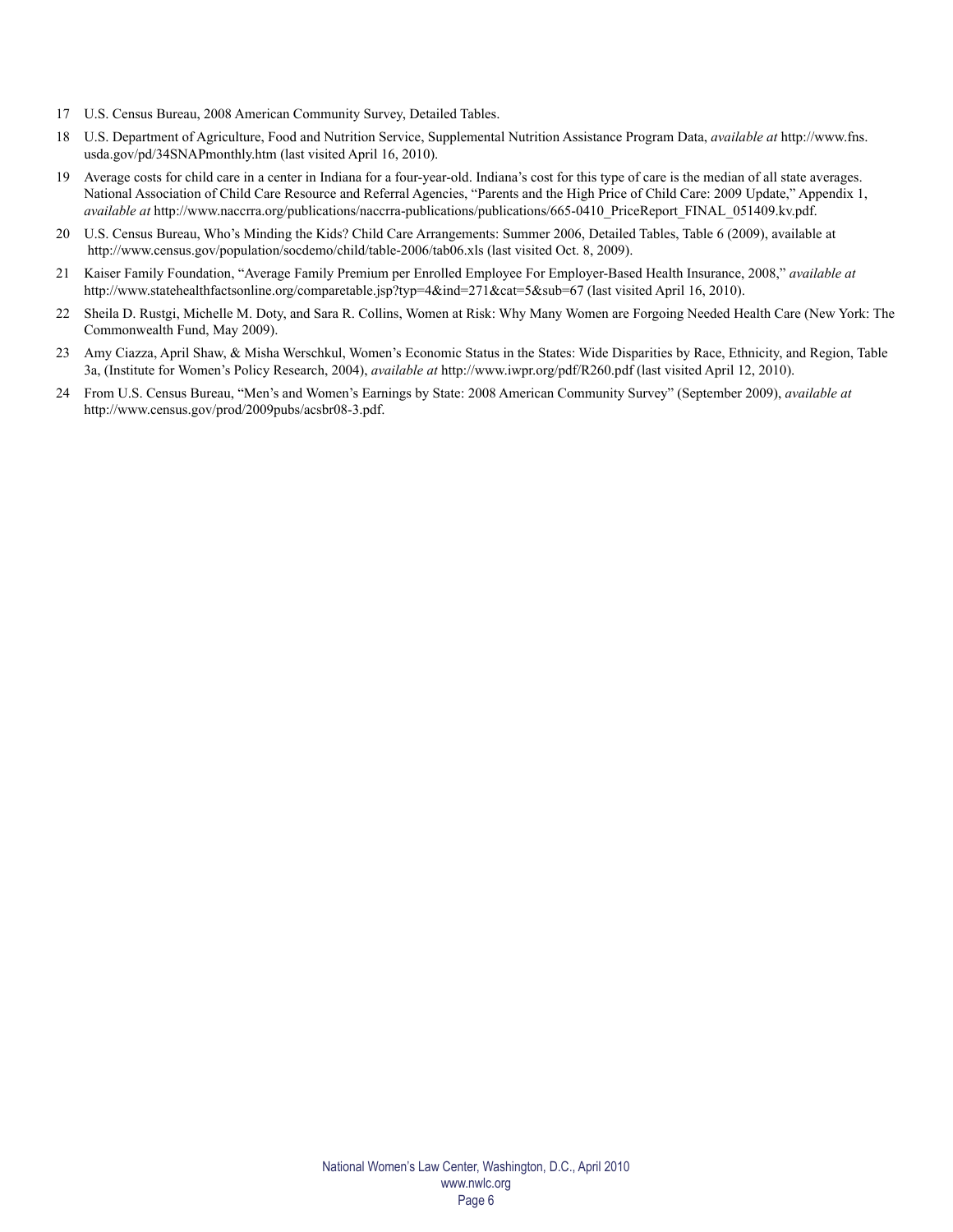17 U.S. Census Bureau, 2008 American Community Survey, Detailed Tables.

18 U.S. Department of Agriculture, Food and Nutrition Service, Supplemental Nutrition Assistance Program Data, *available at* http://www.fns.usda.gov/pd/34SNAPmonthly.htm (last visited April 16, 2010).

19 Average costs for child care in a center in Indiana for a four-year-old. Indiana's cost for this type of care is the median of all state averages. National Association of Child Care Resource and Referral Agencies, "Parents and the High Price of Child Care: 2009 Update," Appendix 1, *available at* http://www.naccrra.org/publications/naccrra-publications/publications/665-0410_PriceReport_FINAL_051409.kv.pdf.

20 U.S. Census Bureau, Who's Minding the Kids? Child Care Arrangements: Summer 2006, Detailed Tables, Table 6 (2009), available at http://www.census.gov/population/socdemo/child/table-2006/tab06.xls (last visited Oct. 8, 2009).

21 Kaiser Family Foundation, "Average Family Premium per Enrolled Employee For Employer-Based Health Insurance, 2008," *available at* http://www.statehealthfactsonline.org/comparetable.jsp?typ=4&ind=271&cat=5&sub=67 (last visited April 16, 2010).

22 Sheila D. Rustgi, Michelle M. Doty, and Sara R. Collins, Women at Risk: Why Many Women are Forgoing Needed Health Care (New York: The Commonwealth Fund, May 2009).

23 Amy Ciazza, April Shaw, & Misha Werschkul, Women's Economic Status in the States: Wide Disparities by Race, Ethnicity, and Region, Table 3a, (Institute for Women's Policy Research, 2004), *available at* http://www.iwpr.org/pdf/R260.pdf (last visited April 12, 2010).

24 From U.S. Census Bureau, "Men's and Women's Earnings by State: 2008 American Community Survey" (September 2009), *available at* http://www.census.gov/prod/2009pubs/acsbr08-3.pdf.

National Women's Law Center, Washington, D.C., April 2010
www.nwlc.org